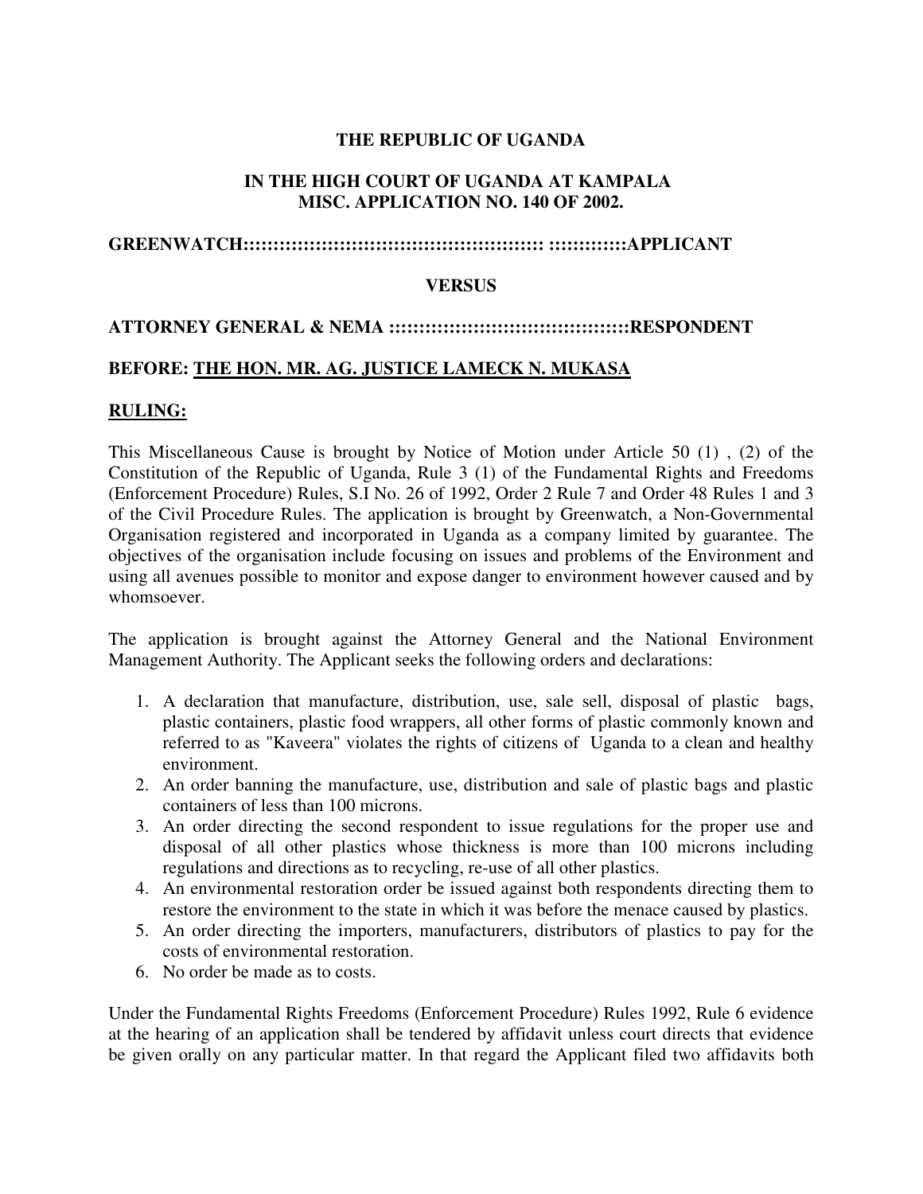**THE REPUBLIC OF UGANDA**

**IN THE HIGH COURT OF UGANDA AT KAMPALA**
**MISC. APPLICATION NO. 140 OF 2002.**

**GREENWATCH::::::::::::::::::::::::::::::::::::::::::::::::: ::::::::::::APPLICANT**

**VERSUS**

**ATTORNEY GENERAL & NEMA :::::::::::::::::::::::::::::::::::::::RESPONDENT**

**BEFORE: <u>THE HON. MR. AG. JUSTICE LAMECK N. MUKASA</u>**

**<u>RULING:</u>**

This Miscellaneous Cause is brought by Notice of Motion under Article 50 (1) , (2) of the Constitution of the Republic of Uganda, Rule 3 (1) of the Fundamental Rights and Freedoms (Enforcement Procedure) Rules, S.I No. 26 of 1992, Order 2 Rule 7 and Order 48 Rules 1 and 3 of the Civil Procedure Rules. The application is brought by Greenwatch, a Non-Governmental Organisation registered and incorporated in Uganda as a company limited by guarantee. The objectives of the organisation include focusing on issues and problems of the Environment and using all avenues possible to monitor and expose danger to environment however caused and by whomsoever.

The application is brought against the Attorney General and the National Environment Management Authority. The Applicant seeks the following orders and declarations:

1. A declaration that manufacture, distribution, use, sale sell, disposal of plastic bags, plastic containers, plastic food wrappers, all other forms of plastic commonly known and referred to as "Kaveera" violates the rights of citizens of Uganda to a clean and healthy environment.
2. An order banning the manufacture, use, distribution and sale of plastic bags and plastic containers of less than 100 microns.
3. An order directing the second respondent to issue regulations for the proper use and disposal of all other plastics whose thickness is more than 100 microns including regulations and directions as to recycling, re-use of all other plastics.
4. An environmental restoration order be issued against both respondents directing them to restore the environment to the state in which it was before the menace caused by plastics.
5. An order directing the importers, manufacturers, distributors of plastics to pay for the costs of environmental restoration.
6. No order be made as to costs.

Under the Fundamental Rights Freedoms (Enforcement Procedure) Rules 1992, Rule 6 evidence at the hearing of an application shall be tendered by affidavit unless court directs that evidence be given orally on any particular matter. In that regard the Applicant filed two affidavits both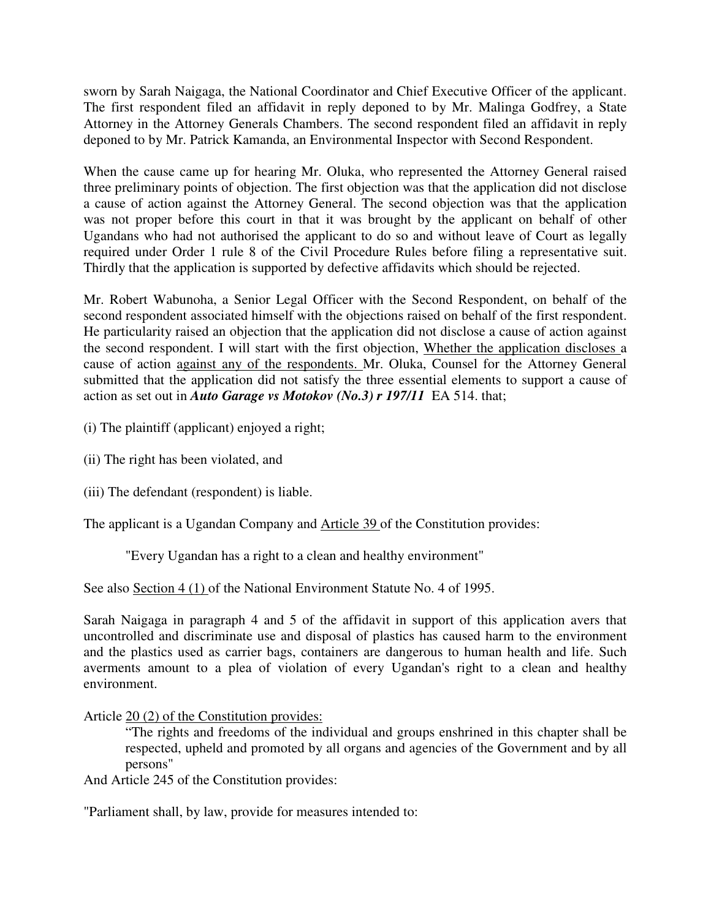sworn by Sarah Naigaga, the National Coordinator and Chief Executive Officer of the applicant. The first respondent filed an affidavit in reply deponed to by Mr. Malinga Godfrey, a State Attorney in the Attorney Generals Chambers. The second respondent filed an affidavit in reply deponed to by Mr. Patrick Kamanda, an Environmental Inspector with Second Respondent.

When the cause came up for hearing Mr. Oluka, who represented the Attorney General raised three preliminary points of objection. The first objection was that the application did not disclose a cause of action against the Attorney General. The second objection was that the application was not proper before this court in that it was brought by the applicant on behalf of other Ugandans who had not authorised the applicant to do so and without leave of Court as legally required under Order 1 rule 8 of the Civil Procedure Rules before filing a representative suit. Thirdly that the application is supported by defective affidavits which should be rejected.

Mr. Robert Wabunoha, a Senior Legal Officer with the Second Respondent, on behalf of the second respondent associated himself with the objections raised on behalf of the first respondent. He particularity raised an objection that the application did not disclose a cause of action against the second respondent. I will start with the first objection, <u>Whether the application discloses </u>a cause of action <u>against any of the respondents. </u>Mr. Oluka, Counsel for the Attorney General submitted that the application did not satisfy the three essential elements to support a cause of action as set out in ***Auto Garage vs Motokov (No.3) r 197/11*** EA 514. that;

(i) The plaintiff (applicant) enjoyed a right;

(ii) The right has been violated, and

(iii) The defendant (respondent) is liable.

The applicant is a Ugandan Company and <u>Article 39 </u>of the Constitution provides:

> "Every Ugandan has a right to a clean and healthy environment"

See also <u>Section 4 (1) </u>of the National Environment Statute No. 4 of 1995.

Sarah Naigaga in paragraph 4 and 5 of the affidavit in support of this application avers that uncontrolled and discriminate use and disposal of plastics has caused harm to the environment and the plastics used as carrier bags, containers are dangerous to human health and life. Such averments amount to a plea of violation of every Ugandan's right to a clean and healthy environment.

Article <u>20 (2) of the Constitution provides:</u>

> "The rights and freedoms of the individual and groups enshrined in this chapter shall be respected, upheld and promoted by all organs and agencies of the Government and by all persons"

And Article 245 of the Constitution provides:

"Parliament shall, by law, provide for measures intended to: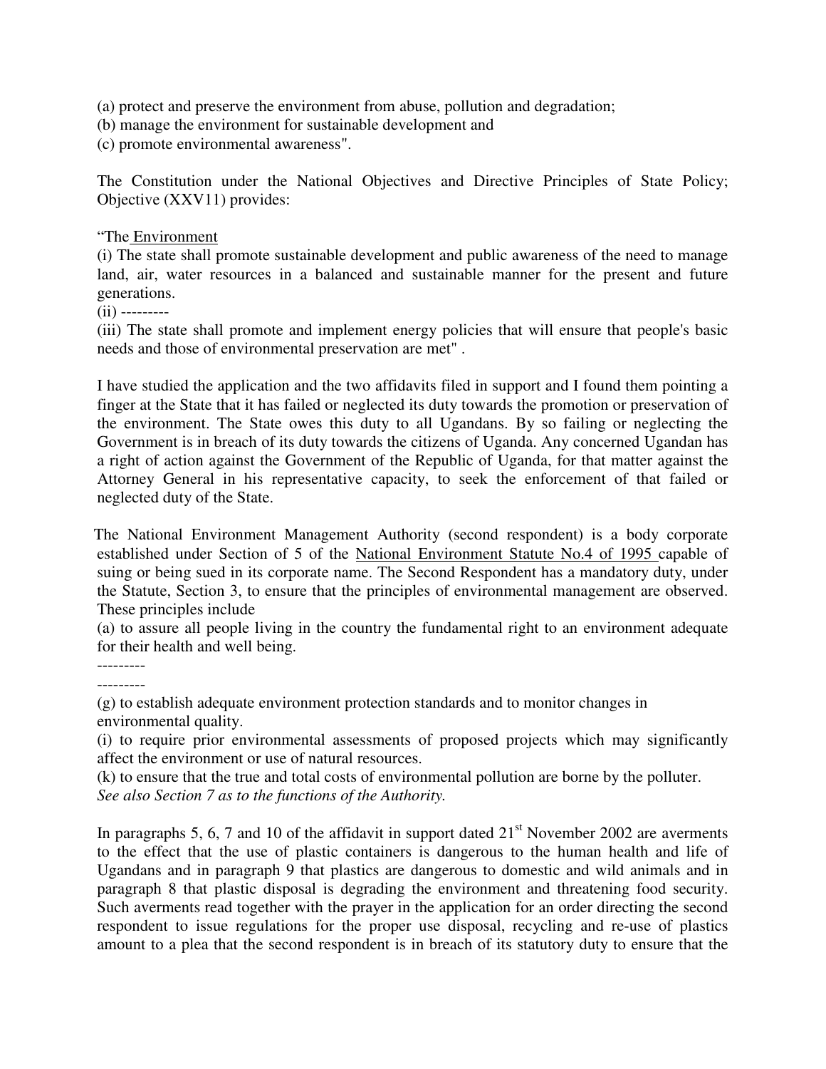(a) protect and preserve the environment from abuse, pollution and degradation;
(b) manage the environment for sustainable development and
(c) promote environmental awareness".

The Constitution under the National Objectives and Directive Principles of State Policy; Objective (XXV11) provides:

"The Environment

(i) The state shall promote sustainable development and public awareness of the need to manage land, air, water resources in a balanced and sustainable manner for the present and future generations.

(ii) ---------

(iii) The state shall promote and implement energy policies that will ensure that people's basic needs and those of environmental preservation are met" .

I have studied the application and the two affidavits filed in support and I found them pointing a finger at the State that it has failed or neglected its duty towards the promotion or preservation of the environment. The State owes this duty to all Ugandans. By so failing or neglecting the Government is in breach of its duty towards the citizens of Uganda. Any concerned Ugandan has a right of action against the Government of the Republic of Uganda, for that matter against the Attorney General in his representative capacity, to seek the enforcement of that failed or neglected duty of the State.

The National Environment Management Authority (second respondent) is a body corporate established under Section of 5 of the National Environment Statute No.4 of 1995 capable of suing or being sued in its corporate name. The Second Respondent has a mandatory duty, under the Statute, Section 3, to ensure that the principles of environmental management are observed. These principles include

(a) to assure all people living in the country the fundamental right to an environment adequate for their health and well being.

---------

---------

(g) to establish adequate environment protection standards and to monitor changes in environmental quality.

(i) to require prior environmental assessments of proposed projects which may significantly affect the environment or use of natural resources.

(k) to ensure that the true and total costs of environmental pollution are borne by the polluter.

*See also Section 7 as to the functions of the Authority.*

In paragraphs 5, 6, 7 and 10 of the affidavit in support dated 21st November 2002 are averments to the effect that the use of plastic containers is dangerous to the human health and life of Ugandans and in paragraph 9 that plastics are dangerous to domestic and wild animals and in paragraph 8 that plastic disposal is degrading the environment and threatening food security. Such averments read together with the prayer in the application for an order directing the second respondent to issue regulations for the proper use disposal, recycling and re-use of plastics amount to a plea that the second respondent is in breach of its statutory duty to ensure that the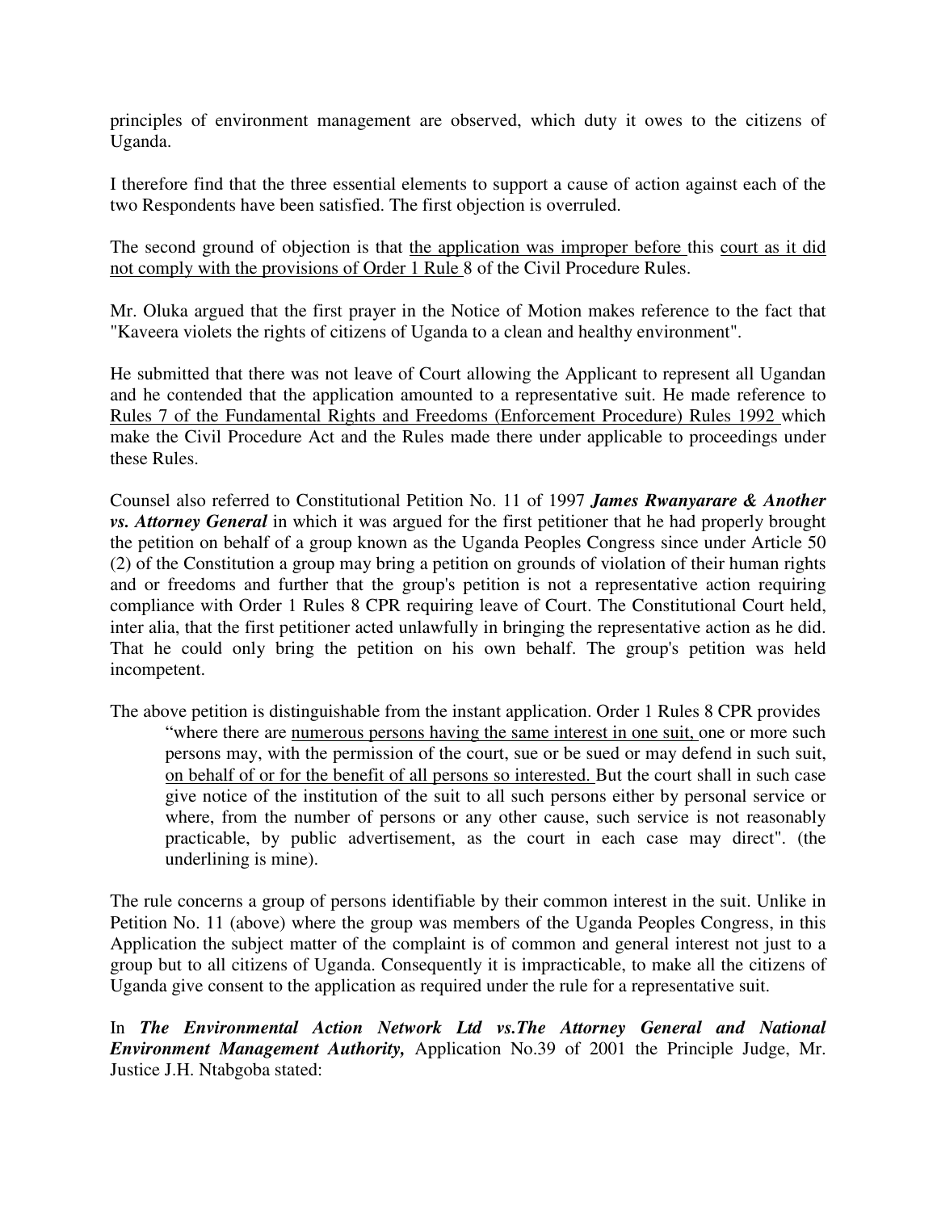principles of environment management are observed, which duty it owes to the citizens of Uganda.

I therefore find that the three essential elements to support a cause of action against each of the two Respondents have been satisfied. The first objection is overruled.

The second ground of objection is that <u>the application was improper before</u> this <u>court as it did not comply with the provisions of Order 1 Rule</u> 8 of the Civil Procedure Rules.

Mr. Oluka argued that the first prayer in the Notice of Motion makes reference to the fact that "Kaveera violets the rights of citizens of Uganda to a clean and healthy environment".

He submitted that there was not leave of Court allowing the Applicant to represent all Ugandan and he contended that the application amounted to a representative suit. He made reference to <u>Rules 7 of the Fundamental Rights and Freedoms (Enforcement Procedure) Rules 1992</u> which make the Civil Procedure Act and the Rules made there under applicable to proceedings under these Rules.

Counsel also referred to Constitutional Petition No. 11 of 1997 ***James Rwanyarare & Another vs. Attorney General*** in which it was argued for the first petitioner that he had properly brought the petition on behalf of a group known as the Uganda Peoples Congress since under Article 50 (2) of the Constitution a group may bring a petition on grounds of violation of their human rights and or freedoms and further that the group's petition is not a representative action requiring compliance with Order 1 Rules 8 CPR requiring leave of Court. The Constitutional Court held, inter alia, that the first petitioner acted unlawfully in bringing the representative action as he did. That he could only bring the petition on his own behalf. The group's petition was held incompetent.

The above petition is distinguishable from the instant application. Order 1 Rules 8 CPR provides

> "where there are <u>numerous persons having the same interest in one suit,</u> one or more such persons may, with the permission of the court, sue or be sued or may defend in such suit, <u>on behalf of or for the benefit of all persons so interested.</u> But the court shall in such case give notice of the institution of the suit to all such persons either by personal service or where, from the number of persons or any other cause, such service is not reasonably practicable, by public advertisement, as the court in each case may direct". (the underlining is mine).

The rule concerns a group of persons identifiable by their common interest in the suit. Unlike in Petition No. 11 (above) where the group was members of the Uganda Peoples Congress, in this Application the subject matter of the complaint is of common and general interest not just to a group but to all citizens of Uganda. Consequently it is impracticable, to make all the citizens of Uganda give consent to the application as required under the rule for a representative suit.

In ***The Environmental Action Network Ltd vs.The Attorney General and National Environment Management Authority,*** Application No.39 of 2001 the Principle Judge, Mr. Justice J.H. Ntabgoba stated: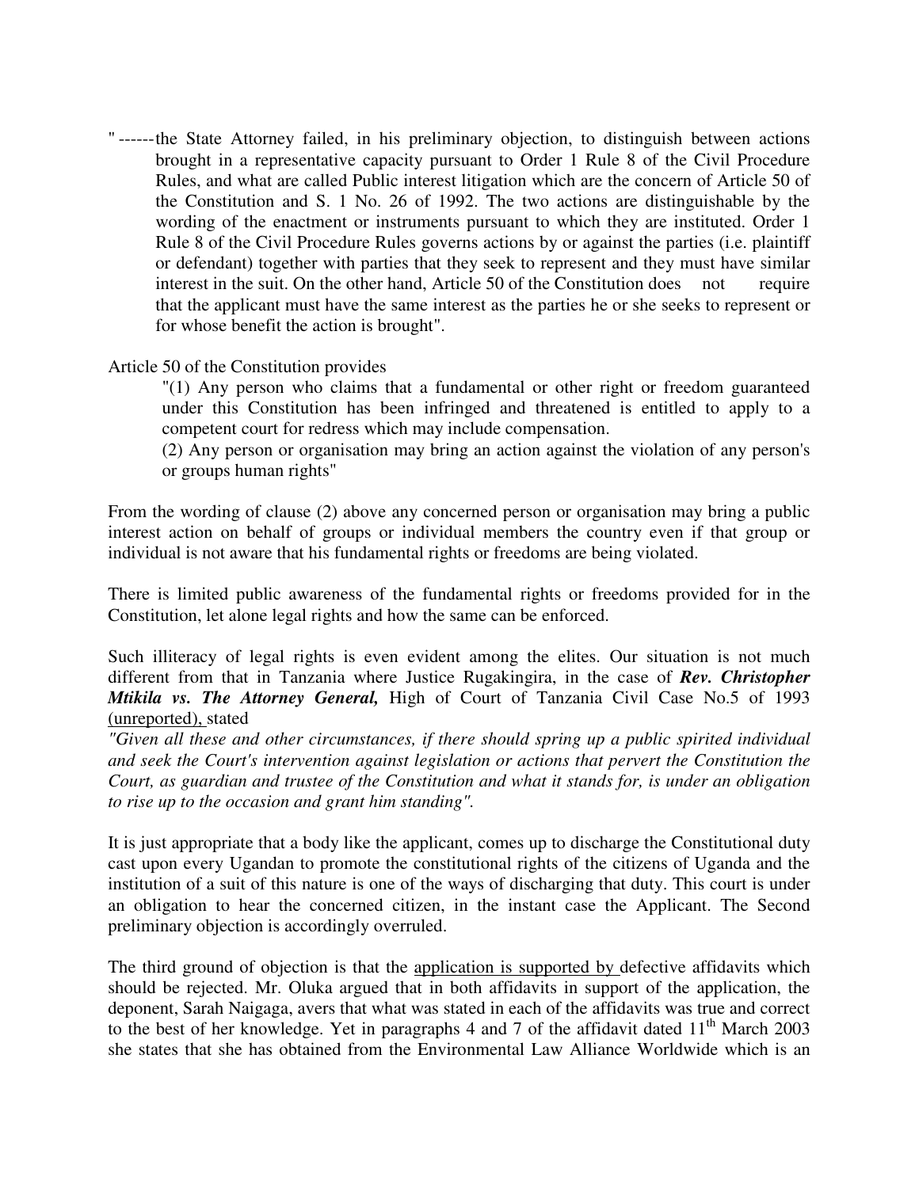" ------the State Attorney failed, in his preliminary objection, to distinguish between actions brought in a representative capacity pursuant to Order 1 Rule 8 of the Civil Procedure Rules, and what are called Public interest litigation which are the concern of Article 50 of the Constitution and S. 1 No. 26 of 1992. The two actions are distinguishable by the wording of the enactment or instruments pursuant to which they are instituted. Order 1 Rule 8 of the Civil Procedure Rules governs actions by or against the parties (i.e. plaintiff or defendant) together with parties that they seek to represent and they must have similar interest in the suit. On the other hand, Article 50 of the Constitution does not require that the applicant must have the same interest as the parties he or she seeks to represent or for whose benefit the action is brought".

Article 50 of the Constitution provides

> "(1) Any person who claims that a fundamental or other right or freedom guaranteed under this Constitution has been infringed and threatened is entitled to apply to a competent court for redress which may include compensation.
>
> (2) Any person or organisation may bring an action against the violation of any person's or groups human rights"

From the wording of clause (2) above any concerned person or organisation may bring a public interest action on behalf of groups or individual members the country even if that group or individual is not aware that his fundamental rights or freedoms are being violated.

There is limited public awareness of the fundamental rights or freedoms provided for in the Constitution, let alone legal rights and how the same can be enforced.

Such illiteracy of legal rights is even evident among the elites. Our situation is not much different from that in Tanzania where Justice Rugakingira, in the case of ***Rev. Christopher Mtikila vs. The Attorney General,*** High of Court of Tanzania Civil Case No.5 of 1993 (unreported), stated

*"Given all these and other circumstances, if there should spring up a public spirited individual and seek the Court's intervention against legislation or actions that pervert the Constitution the Court, as guardian and trustee of the Constitution and what it stands for, is under an obligation to rise up to the occasion and grant him standing".*

It is just appropriate that a body like the applicant, comes up to discharge the Constitutional duty cast upon every Ugandan to promote the constitutional rights of the citizens of Uganda and the institution of a suit of this nature is one of the ways of discharging that duty. This court is under an obligation to hear the concerned citizen, in the instant case the Applicant. The Second preliminary objection is accordingly overruled.

The third ground of objection is that the application is supported by defective affidavits which should be rejected. Mr. Oluka argued that in both affidavits in support of the application, the deponent, Sarah Naigaga, avers that what was stated in each of the affidavits was true and correct to the best of her knowledge. Yet in paragraphs 4 and 7 of the affidavit dated 11th March 2003 she states that she has obtained from the Environmental Law Alliance Worldwide which is an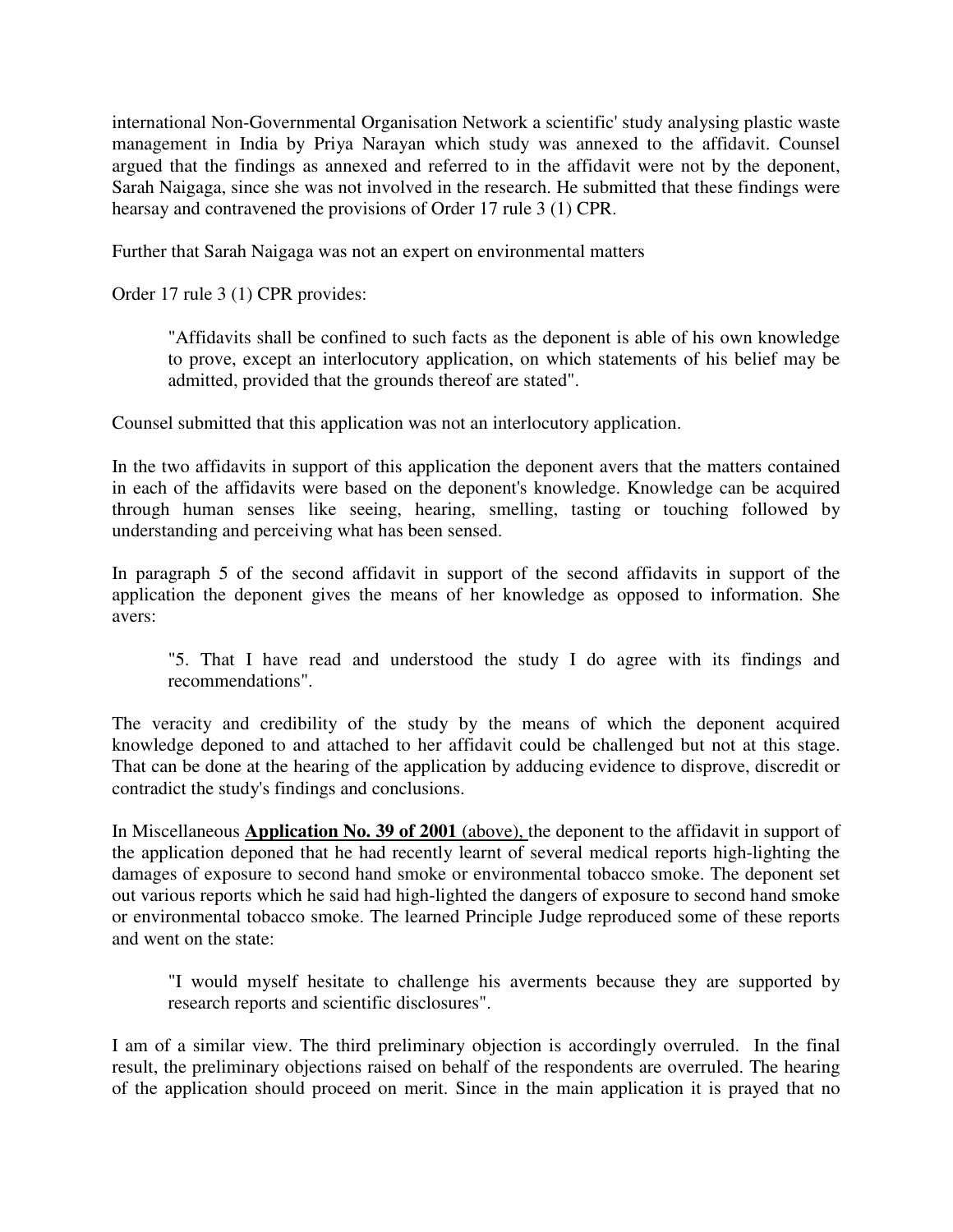international Non-Governmental Organisation Network a scientific' study analysing plastic waste management in India by Priya Narayan which study was annexed to the affidavit. Counsel argued that the findings as annexed and referred to in the affidavit were not by the deponent, Sarah Naigaga, since she was not involved in the research. He submitted that these findings were hearsay and contravened the provisions of Order 17 rule 3 (1) CPR.

Further that Sarah Naigaga was not an expert on environmental matters

Order 17 rule 3 (1) CPR provides:

> "Affidavits shall be confined to such facts as the deponent is able of his own knowledge to prove, except an interlocutory application, on which statements of his belief may be admitted, provided that the grounds thereof are stated".

Counsel submitted that this application was not an interlocutory application.

In the two affidavits in support of this application the deponent avers that the matters contained in each of the affidavits were based on the deponent's knowledge. Knowledge can be acquired through human senses like seeing, hearing, smelling, tasting or touching followed by understanding and perceiving what has been sensed.

In paragraph 5 of the second affidavit in support of the second affidavits in support of the application the deponent gives the means of her knowledge as opposed to information. She avers:

> "5. That I have read and understood the study I do agree with its findings and recommendations".

The veracity and credibility of the study by the means of which the deponent acquired knowledge deponed to and attached to her affidavit could be challenged but not at this stage. That can be done at the hearing of the application by adducing evidence to disprove, discredit or contradict the study's findings and conclusions.

In Miscellaneous **<u>Application No. 39 of 2001</u>** <u>(above),</u> the deponent to the affidavit in support of the application deponed that he had recently learnt of several medical reports high-lighting the damages of exposure to second hand smoke or environmental tobacco smoke. The deponent set out various reports which he said had high-lighted the dangers of exposure to second hand smoke or environmental tobacco smoke. The learned Principle Judge reproduced some of these reports and went on the state:

> "I would myself hesitate to challenge his averments because they are supported by research reports and scientific disclosures".

I am of a similar view. The third preliminary objection is accordingly overruled. In the final result, the preliminary objections raised on behalf of the respondents are overruled. The hearing of the application should proceed on merit. Since in the main application it is prayed that no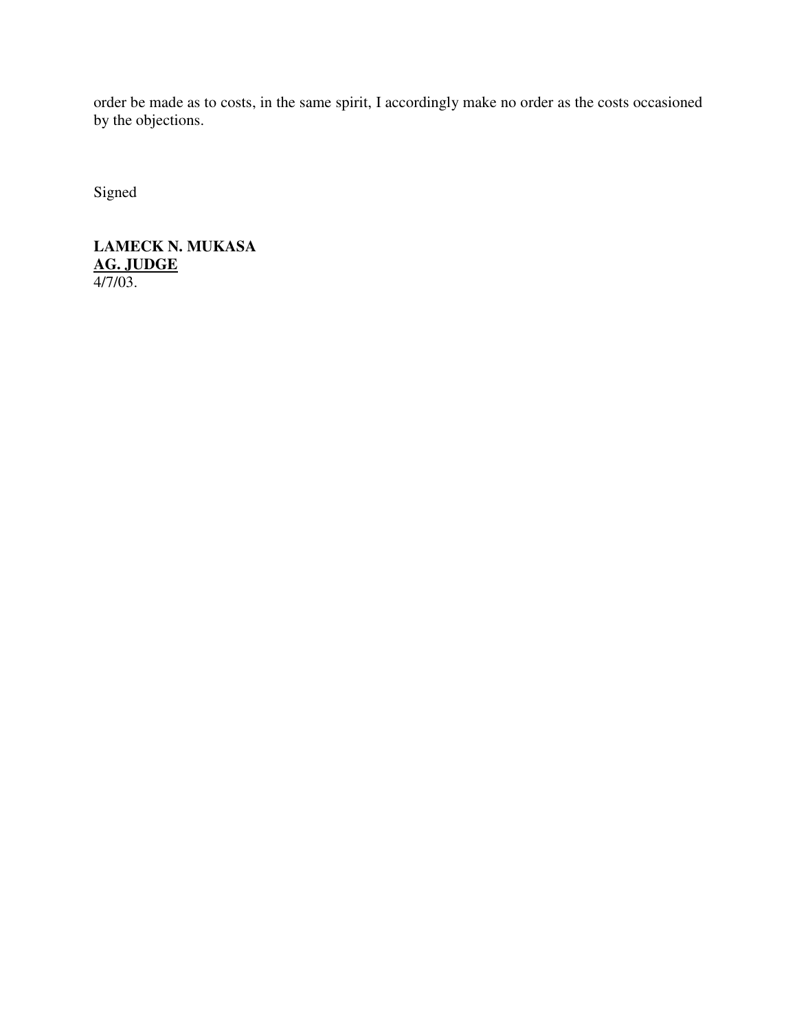order be made as to costs, in the same spirit, I accordingly make no order as the costs occasioned by the objections.

Signed

**LAMECK N. MUKASA**
**AG. JUDGE**
4/7/03.